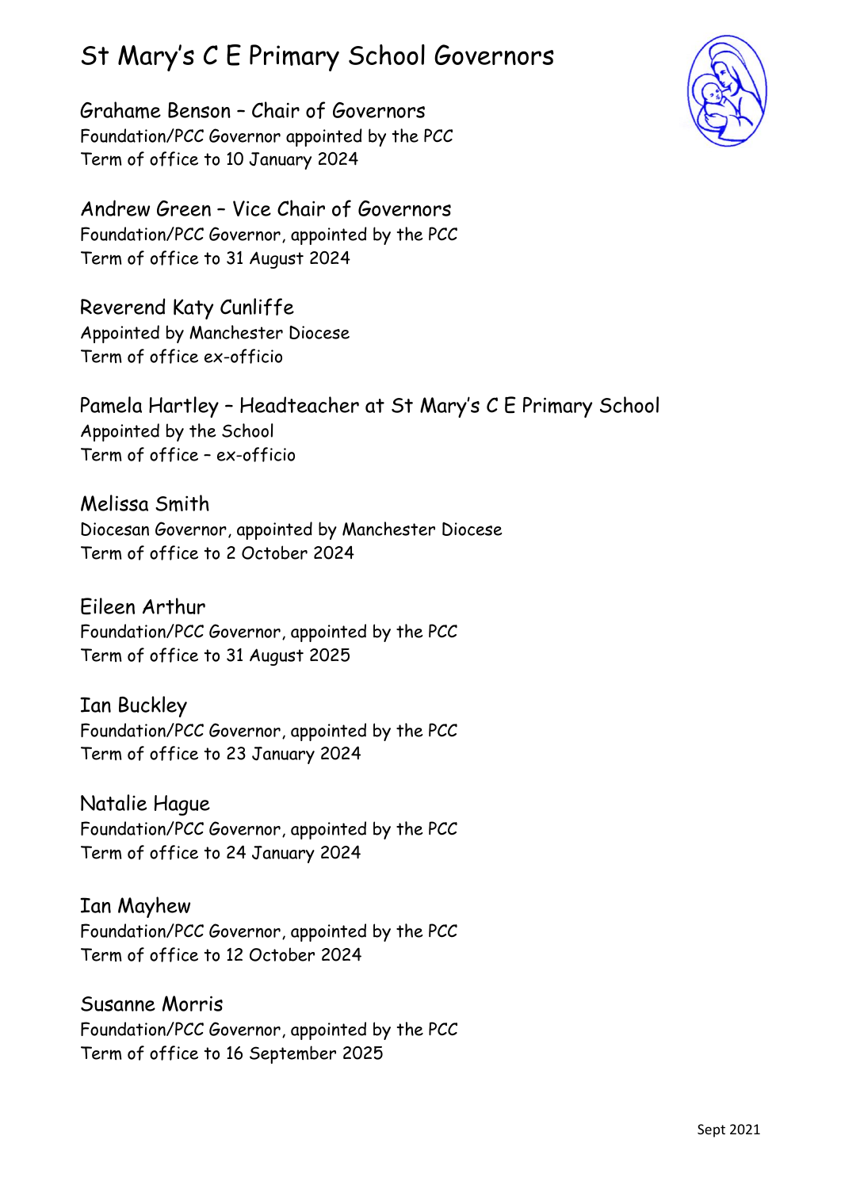# St Mary's C E Primary School Governors

**Grahame Benson – Chair of Governors**
Foundation/PCC Governor appointed by the PCC
Term of office to 10 January 2024

**Andrew Green – Vice Chair of Governors**
Foundation/PCC Governor, appointed by the PCC
Term of office to 31 August 2024

**Reverend Katy Cunliffe**
Appointed by Manchester Diocese
Term of office ex-officio

**Pamela Hartley – Headteacher at St Mary's C E Primary School**
Appointed by the School
Term of office – ex-officio

**Melissa Smith**
Diocesan Governor, appointed by Manchester Diocese
Term of office to 2 October 2024

**Eileen Arthur**
Foundation/PCC Governor, appointed by the PCC
Term of office to 31 August 2025

**Ian Buckley**
Foundation/PCC Governor, appointed by the PCC
Term of office to 23 January 2024

**Natalie Hague**
Foundation/PCC Governor, appointed by the PCC
Term of office to 24 January 2024

**Ian Mayhew**
Foundation/PCC Governor, appointed by the PCC
Term of office to 12 October 2024

**Susanne Morris**
Foundation/PCC Governor, appointed by the PCC
Term of office to 16 September 2025

Sept 2021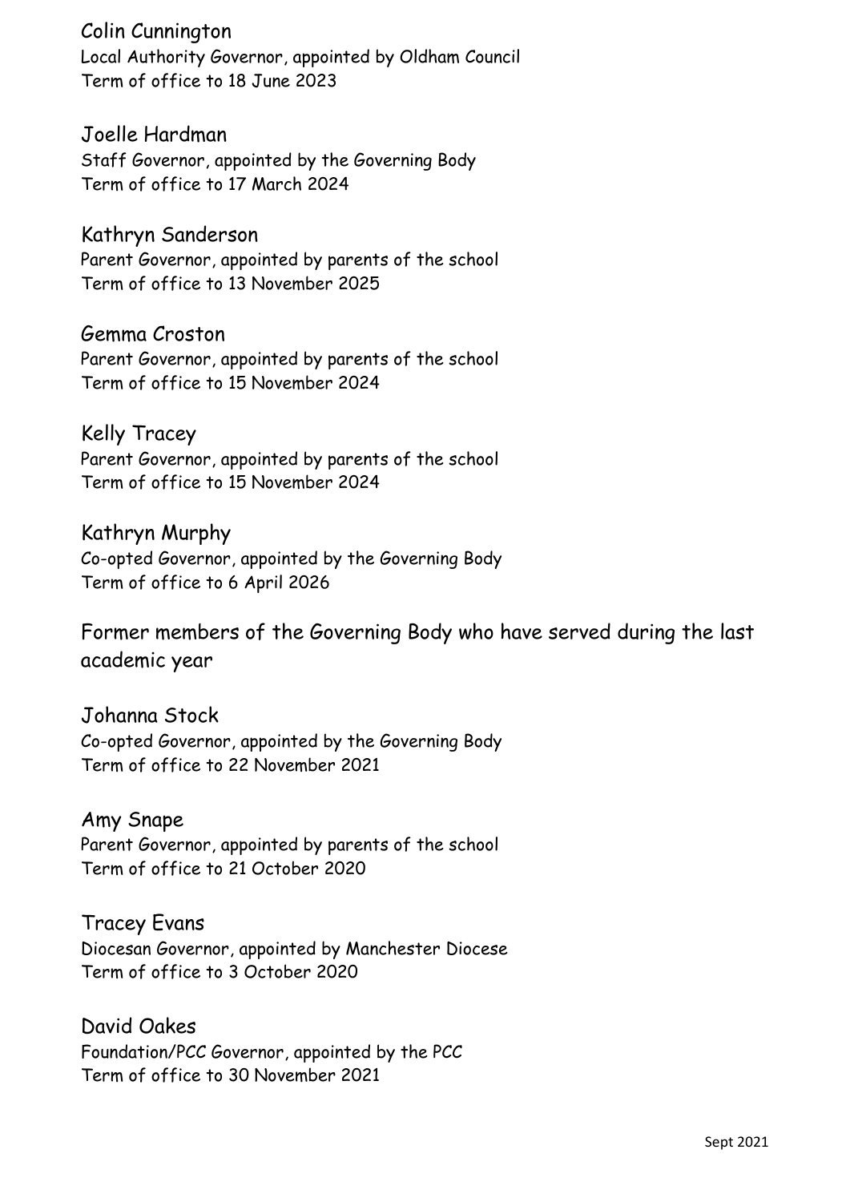Colin Cunnington
Local Authority Governor, appointed by Oldham Council
Term of office to 18 June 2023

Joelle Hardman
Staff Governor, appointed by the Governing Body
Term of office to 17 March 2024

Kathryn Sanderson
Parent Governor, appointed by parents of the school
Term of office to 13 November 2025

Gemma Croston
Parent Governor, appointed by parents of the school
Term of office to 15 November 2024

Kelly Tracey
Parent Governor, appointed by parents of the school
Term of office to 15 November 2024

Kathryn Murphy
Co-opted Governor, appointed by the Governing Body
Term of office to 6 April 2026

## Former members of the Governing Body who have served during the last academic year

Johanna Stock
Co-opted Governor, appointed by the Governing Body
Term of office to 22 November 2021

Amy Snape
Parent Governor, appointed by parents of the school
Term of office to 21 October 2020

Tracey Evans
Diocesan Governor, appointed by Manchester Diocese
Term of office to 3 October 2020

David Oakes
Foundation/PCC Governor, appointed by the PCC
Term of office to 30 November 2021

Sept 2021